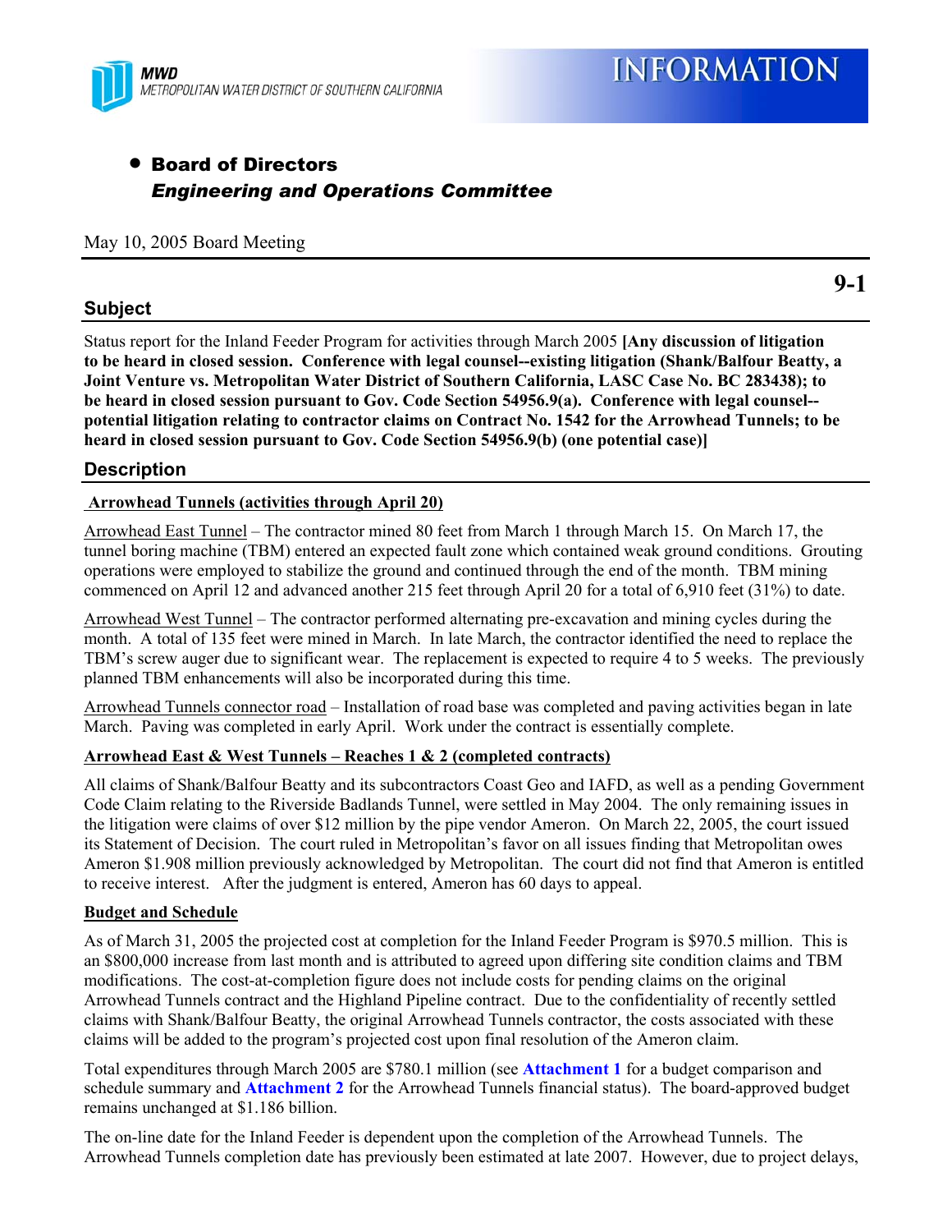**MWD**
*METROPOLITAN WATER DISTRICT OF SOUTHERN CALIFORNIA*

# INFORMATION

- **Board of Directors**
  ***Engineering and Operations Committee***

May 10, 2005 Board Meeting

**9-1**

## Subject

Status report for the Inland Feeder Program for activities through March 2005 **[Any discussion of litigation to be heard in closed session. Conference with legal counsel--existing litigation (Shank/Balfour Beatty, a Joint Venture vs. Metropolitan Water District of Southern California, LASC Case No. BC 283438); to be heard in closed session pursuant to Gov. Code Section 54956.9(a). Conference with legal counsel--potential litigation relating to contractor claims on Contract No. 1542 for the Arrowhead Tunnels; to be heard in closed session pursuant to Gov. Code Section 54956.9(b) (one potential case)]**

## Description

**Arrowhead Tunnels (activities through April 20)**

Arrowhead East Tunnel – The contractor mined 80 feet from March 1 through March 15. On March 17, the tunnel boring machine (TBM) entered an expected fault zone which contained weak ground conditions. Grouting operations were employed to stabilize the ground and continued through the end of the month. TBM mining commenced on April 12 and advanced another 215 feet through April 20 for a total of 6,910 feet (31%) to date.

Arrowhead West Tunnel – The contractor performed alternating pre-excavation and mining cycles during the month. A total of 135 feet were mined in March. In late March, the contractor identified the need to replace the TBM's screw auger due to significant wear. The replacement is expected to require 4 to 5 weeks. The previously planned TBM enhancements will also be incorporated during this time.

Arrowhead Tunnels connector road – Installation of road base was completed and paving activities began in late March. Paving was completed in early April. Work under the contract is essentially complete.

**Arrowhead East & West Tunnels – Reaches 1 & 2 (completed contracts)**

All claims of Shank/Balfour Beatty and its subcontractors Coast Geo and IAFD, as well as a pending Government Code Claim relating to the Riverside Badlands Tunnel, were settled in May 2004. The only remaining issues in the litigation were claims of over $12 million by the pipe vendor Ameron. On March 22, 2005, the court issued its Statement of Decision. The court ruled in Metropolitan's favor on all issues finding that Metropolitan owes Ameron $1.908 million previously acknowledged by Metropolitan. The court did not find that Ameron is entitled to receive interest. After the judgment is entered, Ameron has 60 days to appeal.

**Budget and Schedule**

As of March 31, 2005 the projected cost at completion for the Inland Feeder Program is $970.5 million. This is an $800,000 increase from last month and is attributed to agreed upon differing site condition claims and TBM modifications. The cost-at-completion figure does not include costs for pending claims on the original Arrowhead Tunnels contract and the Highland Pipeline contract. Due to the confidentiality of recently settled claims with Shank/Balfour Beatty, the original Arrowhead Tunnels contractor, the costs associated with these claims will be added to the program's projected cost upon final resolution of the Ameron claim.

Total expenditures through March 2005 are $780.1 million (see **Attachment 1** for a budget comparison and schedule summary and **Attachment 2** for the Arrowhead Tunnels financial status). The board-approved budget remains unchanged at $1.186 billion.

The on-line date for the Inland Feeder is dependent upon the completion of the Arrowhead Tunnels. The Arrowhead Tunnels completion date has previously been estimated at late 2007. However, due to project delays,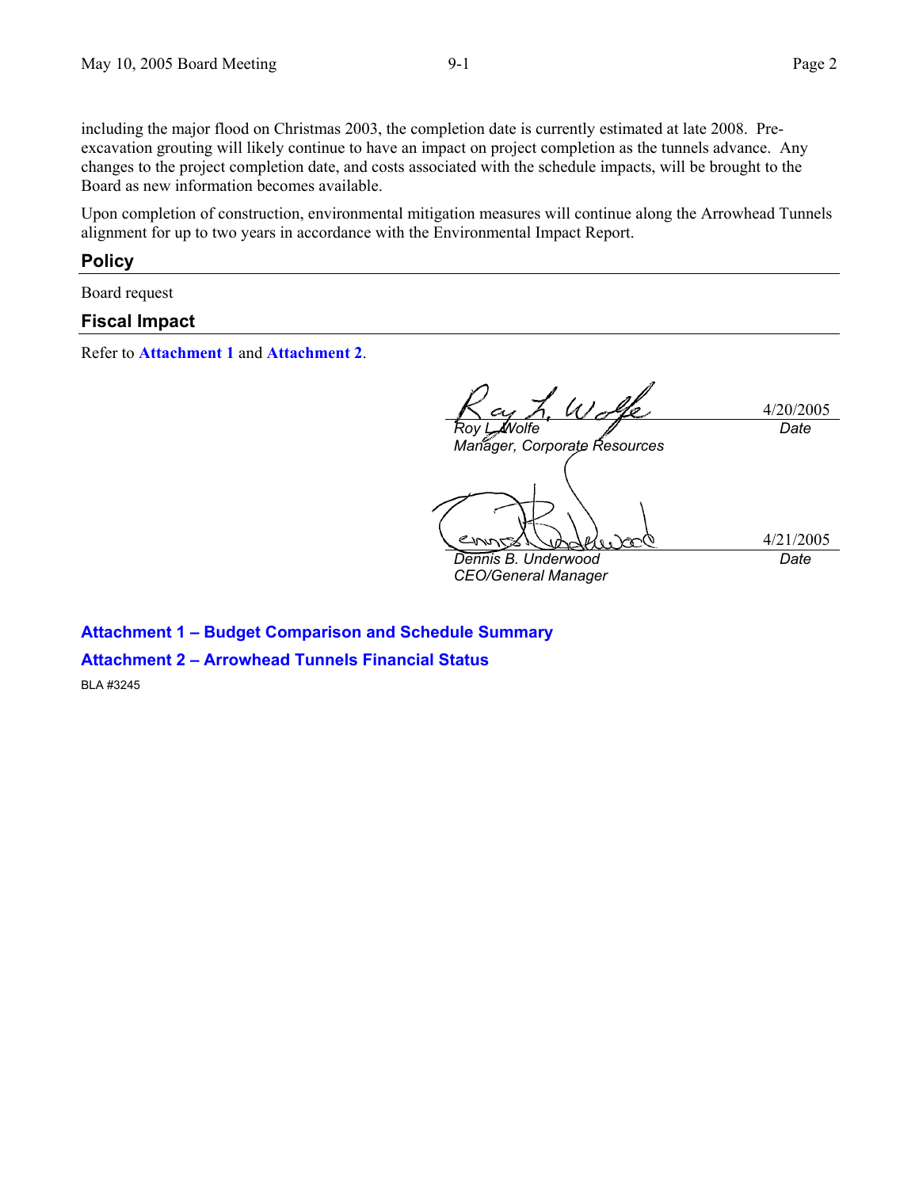including the major flood on Christmas 2003, the completion date is currently estimated at late 2008. Pre-excavation grouting will likely continue to have an impact on project completion as the tunnels advance. Any changes to the project completion date, and costs associated with the schedule impacts, will be brought to the Board as new information becomes available.

Upon completion of construction, environmental mitigation measures will continue along the Arrowhead Tunnels alignment for up to two years in accordance with the Environmental Impact Report.

## Policy

Board request

## Fiscal Impact

Refer to **Attachment 1** and **Attachment 2**.

| | |
|---|---|
| *Roy L. Wolfe* | 4/20/2005 |
| *Manager, Corporate Resources* | *Date* |

| | |
|---|---|
| *Dennis B. Underwood* | 4/21/2005 |
| *CEO/General Manager* | *Date* |

**Attachment 1 – Budget Comparison and Schedule Summary**

**Attachment 2 – Arrowhead Tunnels Financial Status**

BLA #3245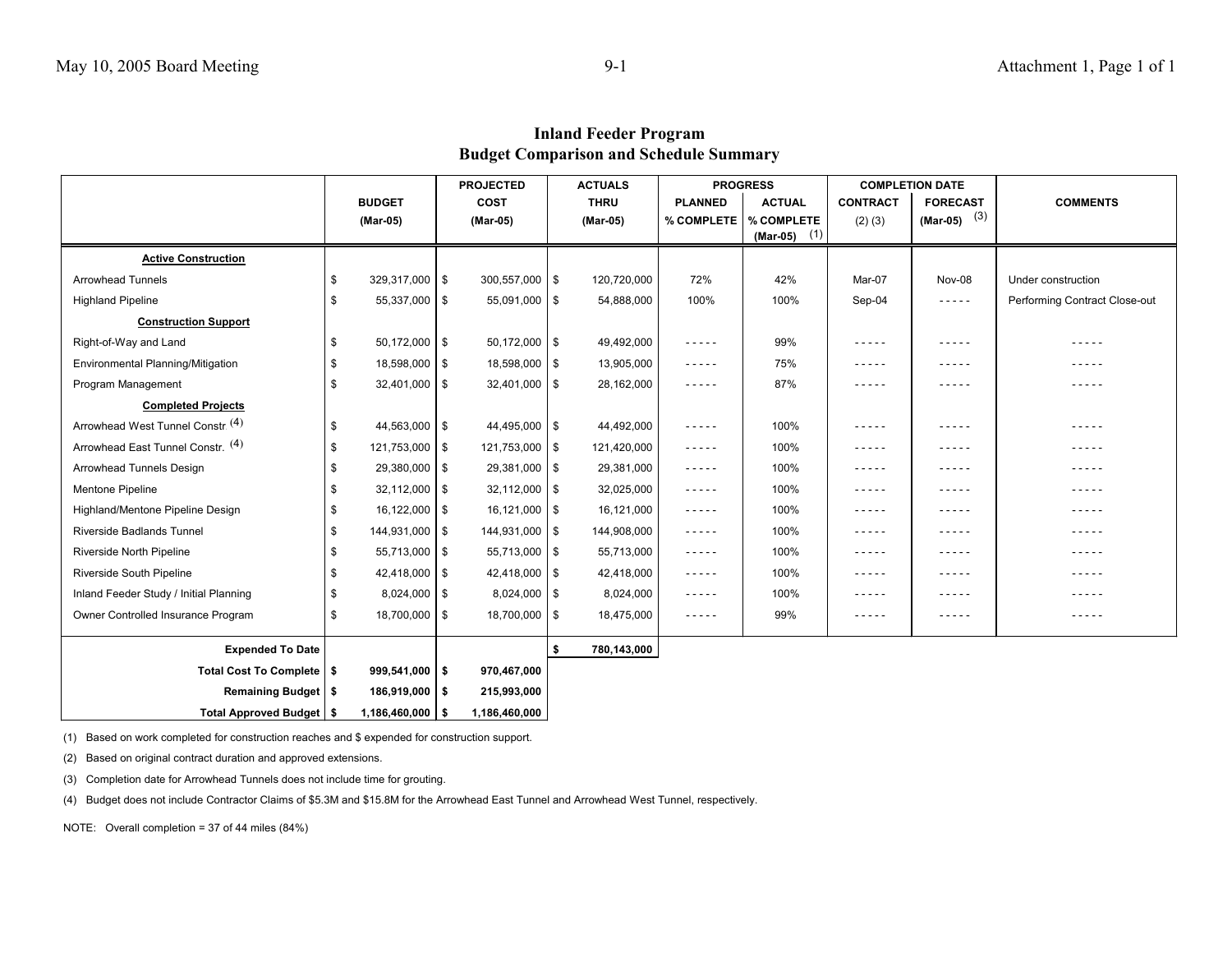# Inland Feeder Program
## Budget Comparison and Schedule Summary

| | BUDGET (Mar-05) | PROJECTED COST (Mar-05) | ACTUALS THRU (Mar-05) | PROGRESS | | COMPLETION DATE | | COMMENTS |
|---|---|---|---|---|---|---|---|---|
| | | | | PLANNED % COMPLETE | ACTUAL % COMPLETE (Mar-05) (1) | CONTRACT (2) (3) | FORECAST (Mar-05) (3) | |
| **Active Construction** | | | | | | | | |
| Arrowhead Tunnels | $ 329,317,000 | $ 300,557,000 | $ 120,720,000 | 72% | 42% | Mar-07 | Nov-08 | Under construction |
| Highland Pipeline | $ 55,337,000 | $ 55,091,000 | $ 54,888,000 | 100% | 100% | Sep-04 | - - - - - | Performing Contract Close-out |
| **Construction Support** | | | | | | | | |
| Right-of-Way and Land | $ 50,172,000 | $ 50,172,000 | $ 49,492,000 | - - - - - | 99% | - - - - - | - - - - - | - - - - - |
| Environmental Planning/Mitigation | $ 18,598,000 | $ 18,598,000 | $ 13,905,000 | - - - - - | 75% | - - - - - | - - - - - | - - - - - |
| Program Management | $ 32,401,000 | $ 32,401,000 | $ 28,162,000 | - - - - - | 87% | - - - - - | - - - - - | - - - - - |
| **Completed Projects** | | | | | | | | |
| Arrowhead West Tunnel Constr. (4) | $ 44,563,000 | $ 44,495,000 | $ 44,492,000 | - - - - - | 100% | - - - - - | - - - - - | - - - - - |
| Arrowhead East Tunnel Constr. (4) | $ 121,753,000 | $ 121,753,000 | $ 121,420,000 | - - - - - | 100% | - - - - - | - - - - - | - - - - - |
| Arrowhead Tunnels Design | $ 29,380,000 | $ 29,381,000 | $ 29,381,000 | - - - - - | 100% | - - - - - | - - - - - | - - - - - |
| Mentone Pipeline | $ 32,112,000 | $ 32,112,000 | $ 32,025,000 | - - - - - | 100% | - - - - - | - - - - - | - - - - - |
| Highland/Mentone Pipeline Design | $ 16,122,000 | $ 16,121,000 | $ 16,121,000 | - - - - - | 100% | - - - - - | - - - - - | - - - - - |
| Riverside Badlands Tunnel | $ 144,931,000 | $ 144,931,000 | $ 144,908,000 | - - - - - | 100% | - - - - - | - - - - - | - - - - - |
| Riverside North Pipeline | $ 55,713,000 | $ 55,713,000 | $ 55,713,000 | - - - - - | 100% | - - - - - | - - - - - | - - - - - |
| Riverside South Pipeline | $ 42,418,000 | $ 42,418,000 | $ 42,418,000 | - - - - - | 100% | - - - - - | - - - - - | - - - - - |
| Inland Feeder Study / Initial Planning | $ 8,024,000 | $ 8,024,000 | $ 8,024,000 | - - - - - | 100% | - - - - - | - - - - - | - - - - - |
| Owner Controlled Insurance Program | $ 18,700,000 | $ 18,700,000 | $ 18,475,000 | - - - - - | 99% | - - - - - | - - - - - | - - - - - |
| **Expended To Date** | | | **$ 780,143,000** | | | | | |
| **Total Cost To Complete** | **$ 999,541,000** | **$ 970,467,000** | | | | | | |
| **Remaining Budget** | **$ 186,919,000** | **$ 215,993,000** | | | | | | |
| **Total Approved Budget** | **$ 1,186,460,000** | **$ 1,186,460,000** | | | | | | |

(1) Based on work completed for construction reaches and $ expended for construction support.

(2) Based on original contract duration and approved extensions.

(3) Completion date for Arrowhead Tunnels does not include time for grouting.

(4) Budget does not include Contractor Claims of $5.3M and $15.8M for the Arrowhead East Tunnel and Arrowhead West Tunnel, respectively.

NOTE: Overall completion = 37 of 44 miles (84%)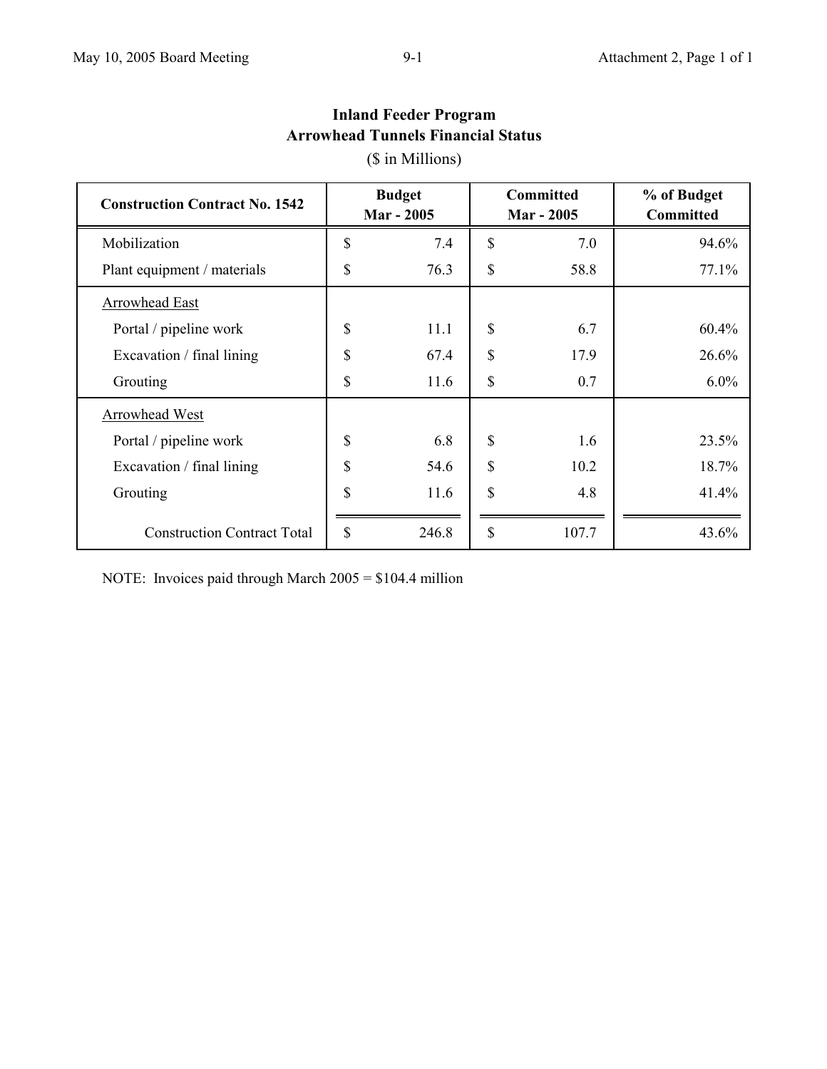# Inland Feeder Program
## Arrowhead Tunnels Financial Status

($ in Millions)

| Construction Contract No. 1542 | Budget Mar - 2005 | Committed Mar - 2005 | % of Budget Committed |
|---|---|---|---|
| Mobilization | $ 7.4 | $ 7.0 | 94.6% |
| Plant equipment / materials | $ 76.3 | $ 58.8 | 77.1% |
| Arrowhead East | | | |
| Portal / pipeline work | $ 11.1 | $ 6.7 | 60.4% |
| Excavation / final lining | $ 67.4 | $ 17.9 | 26.6% |
| Grouting | $ 11.6 | $ 0.7 | 6.0% |
| Arrowhead West | | | |
| Portal / pipeline work | $ 6.8 | $ 1.6 | 23.5% |
| Excavation / final lining | $ 54.6 | $ 10.2 | 18.7% |
| Grouting | $ 11.6 | $ 4.8 | 41.4% |
| Construction Contract Total | $ 246.8 | $ 107.7 | 43.6% |

NOTE: Invoices paid through March 2005 = $104.4 million